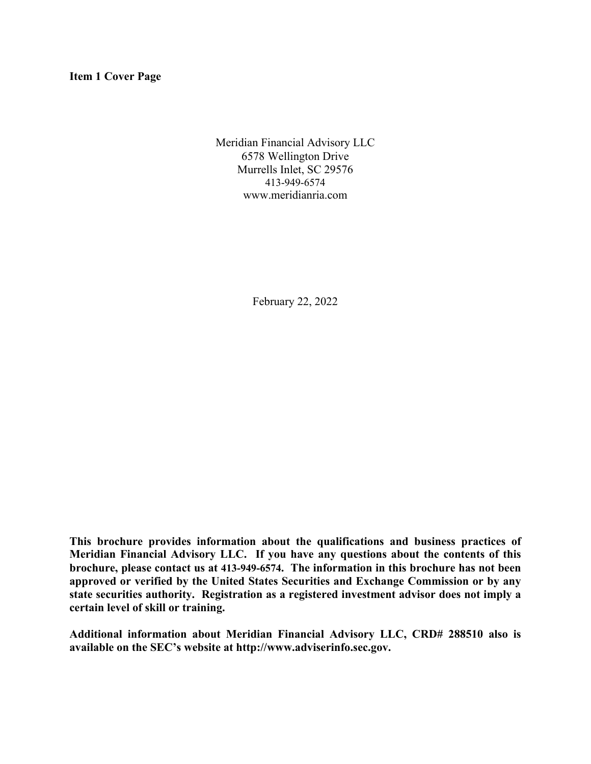**Item 1 Cover Page**

Meridian Financial Advisory LLC
6578 Wellington Drive
Murrells Inlet, SC 29576
413-949-6574
www.meridianria.com

February 22, 2022

**This brochure provides information about the qualifications and business practices of Meridian Financial Advisory LLC. If you have any questions about the contents of this brochure, please contact us at 413-949-6574. The information in this brochure has not been approved or verified by the United States Securities and Exchange Commission or by any state securities authority. Registration as a registered investment advisor does not imply a certain level of skill or training.**

**Additional information about Meridian Financial Advisory LLC, CRD# 288510 also is available on the SEC's website at http://www.adviserinfo.sec.gov.**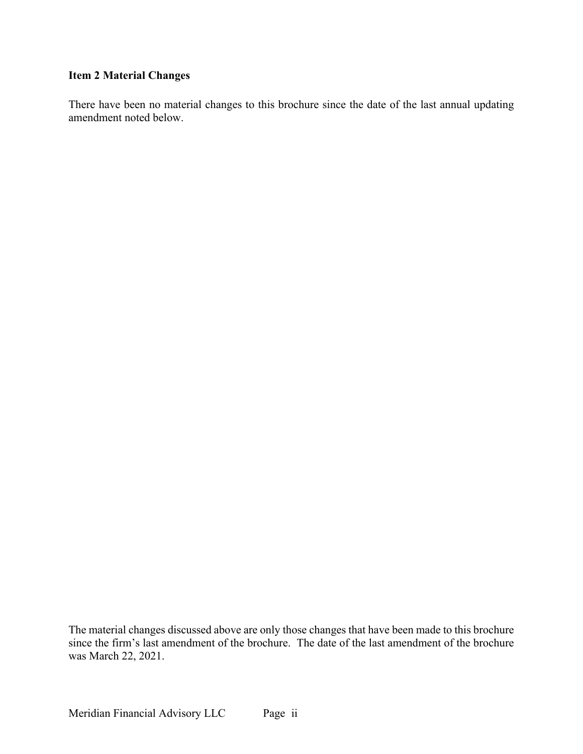## Item 2 Material Changes

There have been no material changes to this brochure since the date of the last annual updating amendment noted below.

The material changes discussed above are only those changes that have been made to this brochure since the firm's last amendment of the brochure. The date of the last amendment of the brochure was March 22, 2021.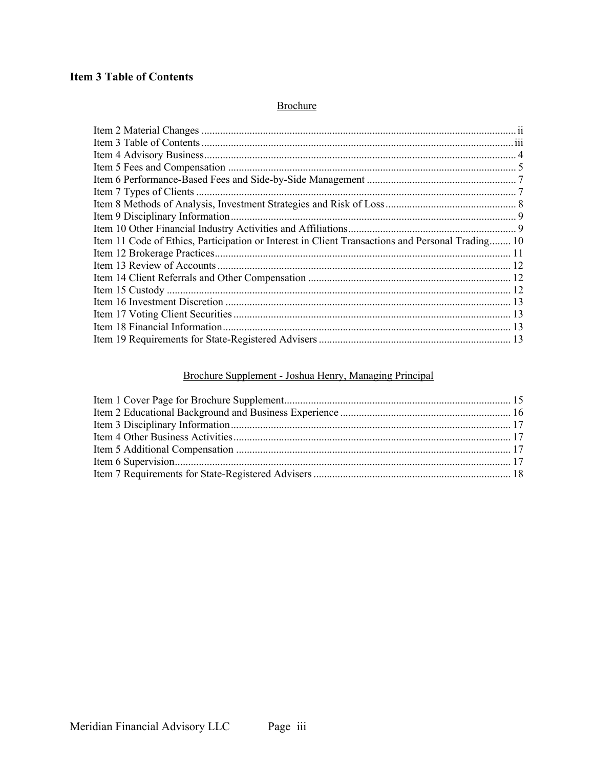## Item 3 Table of Contents

Brochure

Item 2 Material Changes ........ ii
Item 3 Table of Contents ........ iii
Item 4 Advisory Business ........ 4
Item 5 Fees and Compensation ........ 5
Item 6 Performance-Based Fees and Side-by-Side Management ........ 7
Item 7 Types of Clients ........ 7
Item 8 Methods of Analysis, Investment Strategies and Risk of Loss ........ 8
Item 9 Disciplinary Information ........ 9
Item 10 Other Financial Industry Activities and Affiliations ........ 9
Item 11 Code of Ethics, Participation or Interest in Client Transactions and Personal Trading ........ 10
Item 12 Brokerage Practices ........ 11
Item 13 Review of Accounts ........ 12
Item 14 Client Referrals and Other Compensation ........ 12
Item 15 Custody ........ 12
Item 16 Investment Discretion ........ 13
Item 17 Voting Client Securities ........ 13
Item 18 Financial Information ........ 13
Item 19 Requirements for State-Registered Advisers ........ 13

Brochure Supplement - Joshua Henry, Managing Principal

Item 1 Cover Page for Brochure Supplement ........ 15
Item 2 Educational Background and Business Experience ........ 16
Item 3 Disciplinary Information ........ 17
Item 4 Other Business Activities ........ 17
Item 5 Additional Compensation ........ 17
Item 6 Supervision ........ 17
Item 7 Requirements for State-Registered Advisers ........ 18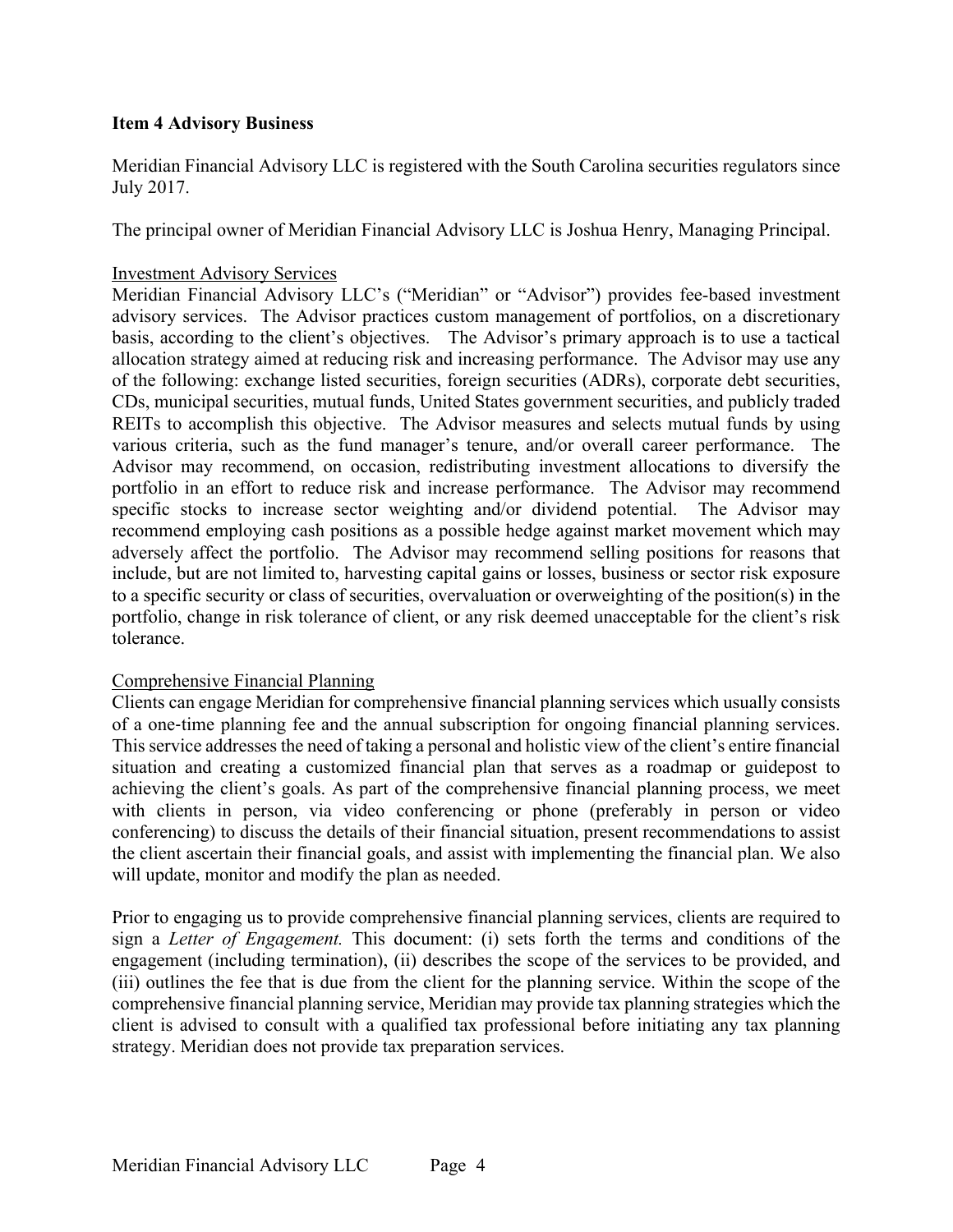**Item 4 Advisory Business**

Meridian Financial Advisory LLC is registered with the South Carolina securities regulators since July 2017.

The principal owner of Meridian Financial Advisory LLC is Joshua Henry, Managing Principal.

Investment Advisory Services

Meridian Financial Advisory LLC's ("Meridian" or "Advisor") provides fee-based investment advisory services. The Advisor practices custom management of portfolios, on a discretionary basis, according to the client's objectives. The Advisor's primary approach is to use a tactical allocation strategy aimed at reducing risk and increasing performance. The Advisor may use any of the following: exchange listed securities, foreign securities (ADRs), corporate debt securities, CDs, municipal securities, mutual funds, United States government securities, and publicly traded REITs to accomplish this objective. The Advisor measures and selects mutual funds by using various criteria, such as the fund manager's tenure, and/or overall career performance. The Advisor may recommend, on occasion, redistributing investment allocations to diversify the portfolio in an effort to reduce risk and increase performance. The Advisor may recommend specific stocks to increase sector weighting and/or dividend potential. The Advisor may recommend employing cash positions as a possible hedge against market movement which may adversely affect the portfolio. The Advisor may recommend selling positions for reasons that include, but are not limited to, harvesting capital gains or losses, business or sector risk exposure to a specific security or class of securities, overvaluation or overweighting of the position(s) in the portfolio, change in risk tolerance of client, or any risk deemed unacceptable for the client's risk tolerance.

Comprehensive Financial Planning

Clients can engage Meridian for comprehensive financial planning services which usually consists of a one-time planning fee and the annual subscription for ongoing financial planning services. This service addresses the need of taking a personal and holistic view of the client's entire financial situation and creating a customized financial plan that serves as a roadmap or guidepost to achieving the client's goals. As part of the comprehensive financial planning process, we meet with clients in person, via video conferencing or phone (preferably in person or video conferencing) to discuss the details of their financial situation, present recommendations to assist the client ascertain their financial goals, and assist with implementing the financial plan. We also will update, monitor and modify the plan as needed.

Prior to engaging us to provide comprehensive financial planning services, clients are required to sign a *Letter of Engagement.* This document: (i) sets forth the terms and conditions of the engagement (including termination), (ii) describes the scope of the services to be provided, and (iii) outlines the fee that is due from the client for the planning service. Within the scope of the comprehensive financial planning service, Meridian may provide tax planning strategies which the client is advised to consult with a qualified tax professional before initiating any tax planning strategy. Meridian does not provide tax preparation services.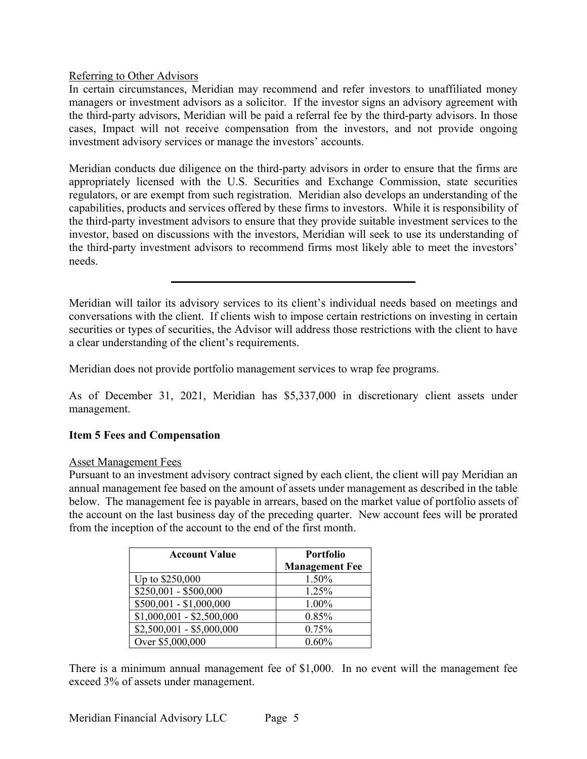Referring to Other Advisors

In certain circumstances, Meridian may recommend and refer investors to unaffiliated money managers or investment advisors as a solicitor. If the investor signs an advisory agreement with the third-party advisors, Meridian will be paid a referral fee by the third-party advisors. In those cases, Impact will not receive compensation from the investors, and not provide ongoing investment advisory services or manage the investors' accounts.

Meridian conducts due diligence on the third-party advisors in order to ensure that the firms are appropriately licensed with the U.S. Securities and Exchange Commission, state securities regulators, or are exempt from such registration. Meridian also develops an understanding of the capabilities, products and services offered by these firms to investors. While it is responsibility of the third-party investment advisors to ensure that they provide suitable investment services to the investor, based on discussions with the investors, Meridian will seek to use its understanding of the third-party investment advisors to recommend firms most likely able to meet the investors' needs.

---

Meridian will tailor its advisory services to its client's individual needs based on meetings and conversations with the client. If clients wish to impose certain restrictions on investing in certain securities or types of securities, the Advisor will address those restrictions with the client to have a clear understanding of the client's requirements.

Meridian does not provide portfolio management services to wrap fee programs.

As of December 31, 2021, Meridian has $5,337,000 in discretionary client assets under management.

## Item 5 Fees and Compensation

Asset Management Fees

Pursuant to an investment advisory contract signed by each client, the client will pay Meridian an annual management fee based on the amount of assets under management as described in the table below. The management fee is payable in arrears, based on the market value of portfolio assets of the account on the last business day of the preceding quarter. New account fees will be prorated from the inception of the account to the end of the first month.

| Account Value | Portfolio Management Fee |
|---|---|
| Up to $250,000 | 1.50% |
| $250,001 - $500,000 | 1.25% |
| $500,001 - $1,000,000 | 1.00% |
| $1,000,001 - $2,500,000 | 0.85% |
| $2,500,001 - $5,000,000 | 0.75% |
| Over $5,000,000 | 0.60% |

There is a minimum annual management fee of $1,000. In no event will the management fee exceed 3% of assets under management.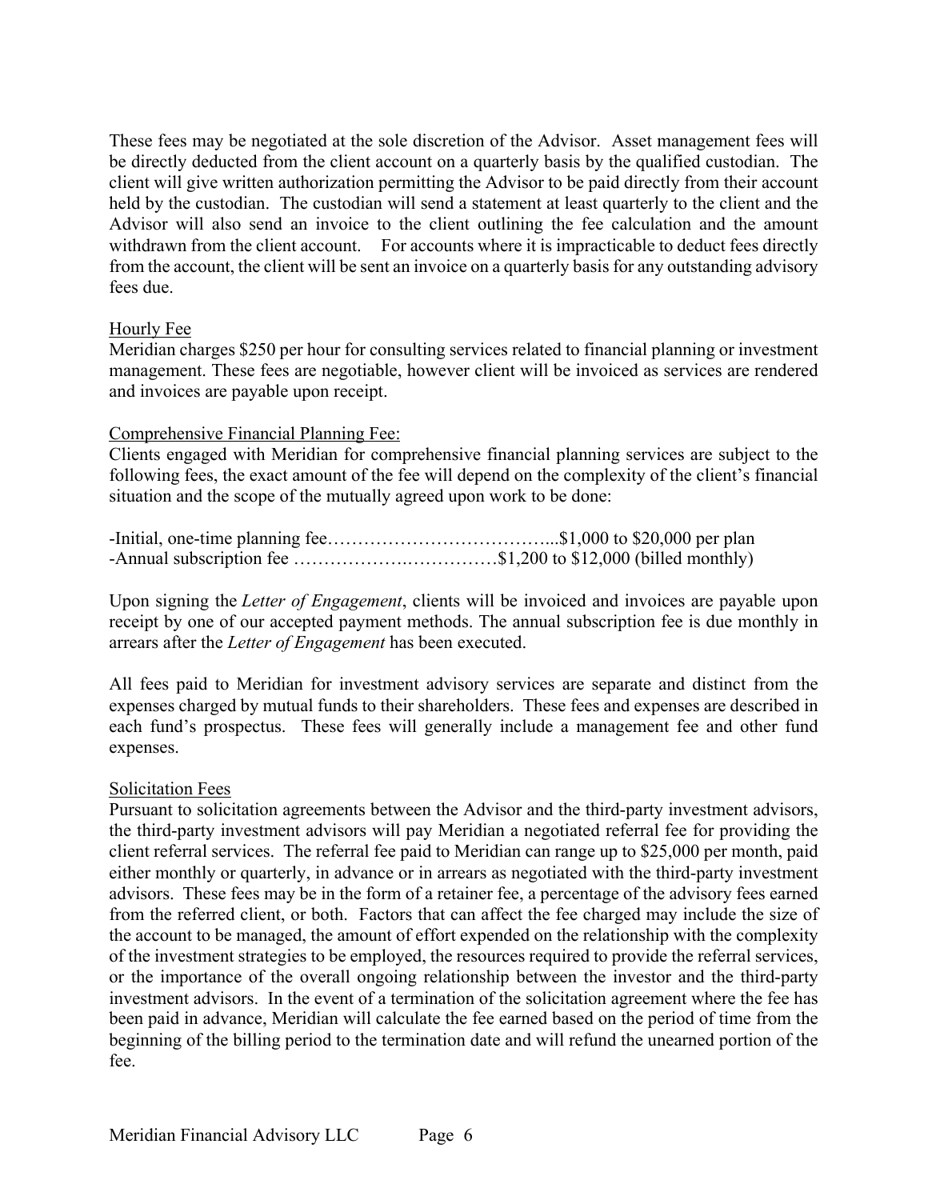These fees may be negotiated at the sole discretion of the Advisor. Asset management fees will be directly deducted from the client account on a quarterly basis by the qualified custodian. The client will give written authorization permitting the Advisor to be paid directly from their account held by the custodian. The custodian will send a statement at least quarterly to the client and the Advisor will also send an invoice to the client outlining the fee calculation and the amount withdrawn from the client account. For accounts where it is impracticable to deduct fees directly from the account, the client will be sent an invoice on a quarterly basis for any outstanding advisory fees due.

<u>Hourly Fee</u>

Meridian charges $250 per hour for consulting services related to financial planning or investment management. These fees are negotiable, however client will be invoiced as services are rendered and invoices are payable upon receipt.

<u>Comprehensive Financial Planning Fee:</u>

Clients engaged with Meridian for comprehensive financial planning services are subject to the following fees, the exact amount of the fee will depend on the complexity of the client's financial situation and the scope of the mutually agreed upon work to be done:

-Initial, one-time planning fee………………………………...$1,000 to $20,000 per plan
-Annual subscription fee ……………….……………$1,200 to $12,000 (billed monthly)

Upon signing the *Letter of Engagement*, clients will be invoiced and invoices are payable upon receipt by one of our accepted payment methods. The annual subscription fee is due monthly in arrears after the *Letter of Engagement* has been executed.

All fees paid to Meridian for investment advisory services are separate and distinct from the expenses charged by mutual funds to their shareholders. These fees and expenses are described in each fund's prospectus. These fees will generally include a management fee and other fund expenses.

<u>Solicitation Fees</u>

Pursuant to solicitation agreements between the Advisor and the third-party investment advisors, the third-party investment advisors will pay Meridian a negotiated referral fee for providing the client referral services. The referral fee paid to Meridian can range up to $25,000 per month, paid either monthly or quarterly, in advance or in arrears as negotiated with the third-party investment advisors. These fees may be in the form of a retainer fee, a percentage of the advisory fees earned from the referred client, or both. Factors that can affect the fee charged may include the size of the account to be managed, the amount of effort expended on the relationship with the complexity of the investment strategies to be employed, the resources required to provide the referral services, or the importance of the overall ongoing relationship between the investor and the third-party investment advisors. In the event of a termination of the solicitation agreement where the fee has been paid in advance, Meridian will calculate the fee earned based on the period of time from the beginning of the billing period to the termination date and will refund the unearned portion of the fee.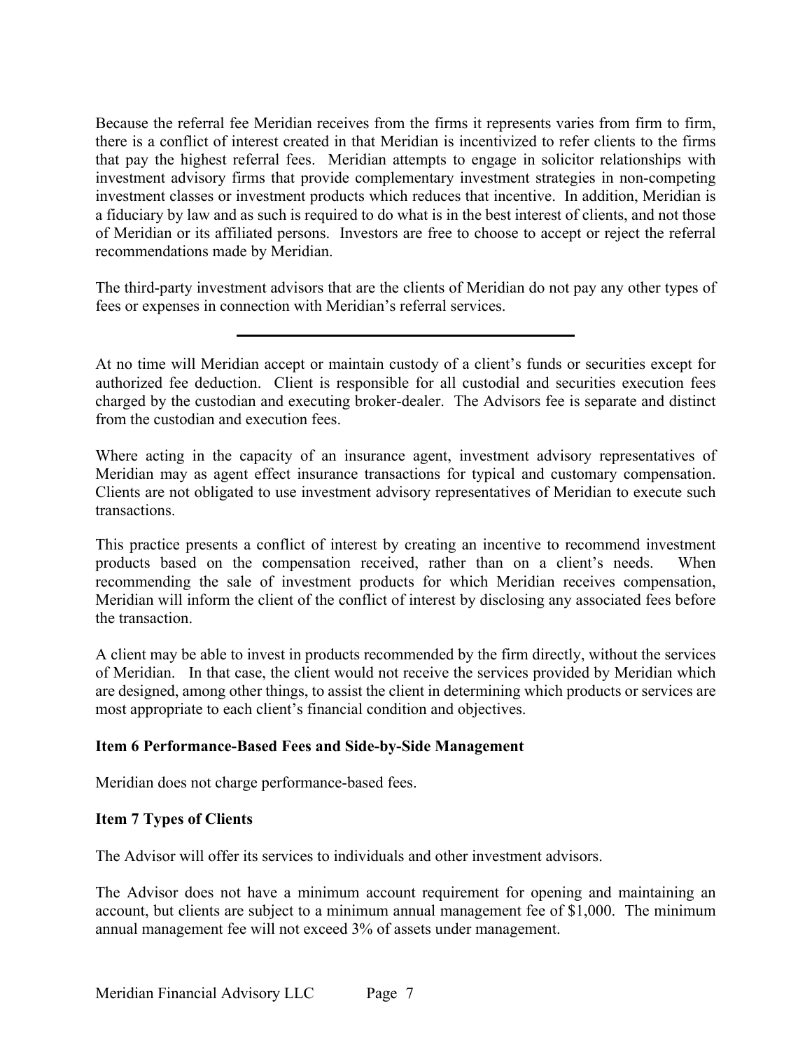Because the referral fee Meridian receives from the firms it represents varies from firm to firm, there is a conflict of interest created in that Meridian is incentivized to refer clients to the firms that pay the highest referral fees. Meridian attempts to engage in solicitor relationships with investment advisory firms that provide complementary investment strategies in non-competing investment classes or investment products which reduces that incentive. In addition, Meridian is a fiduciary by law and as such is required to do what is in the best interest of clients, and not those of Meridian or its affiliated persons. Investors are free to choose to accept or reject the referral recommendations made by Meridian.

The third-party investment advisors that are the clients of Meridian do not pay any other types of fees or expenses in connection with Meridian's referral services.

---

At no time will Meridian accept or maintain custody of a client's funds or securities except for authorized fee deduction. Client is responsible for all custodial and securities execution fees charged by the custodian and executing broker-dealer. The Advisors fee is separate and distinct from the custodian and execution fees.

Where acting in the capacity of an insurance agent, investment advisory representatives of Meridian may as agent effect insurance transactions for typical and customary compensation. Clients are not obligated to use investment advisory representatives of Meridian to execute such transactions.

This practice presents a conflict of interest by creating an incentive to recommend investment products based on the compensation received, rather than on a client's needs. When recommending the sale of investment products for which Meridian receives compensation, Meridian will inform the client of the conflict of interest by disclosing any associated fees before the transaction.

A client may be able to invest in products recommended by the firm directly, without the services of Meridian. In that case, the client would not receive the services provided by Meridian which are designed, among other things, to assist the client in determining which products or services are most appropriate to each client's financial condition and objectives.

**Item 6 Performance-Based Fees and Side-by-Side Management**

Meridian does not charge performance-based fees.

**Item 7 Types of Clients**

The Advisor will offer its services to individuals and other investment advisors.

The Advisor does not have a minimum account requirement for opening and maintaining an account, but clients are subject to a minimum annual management fee of $1,000. The minimum annual management fee will not exceed 3% of assets under management.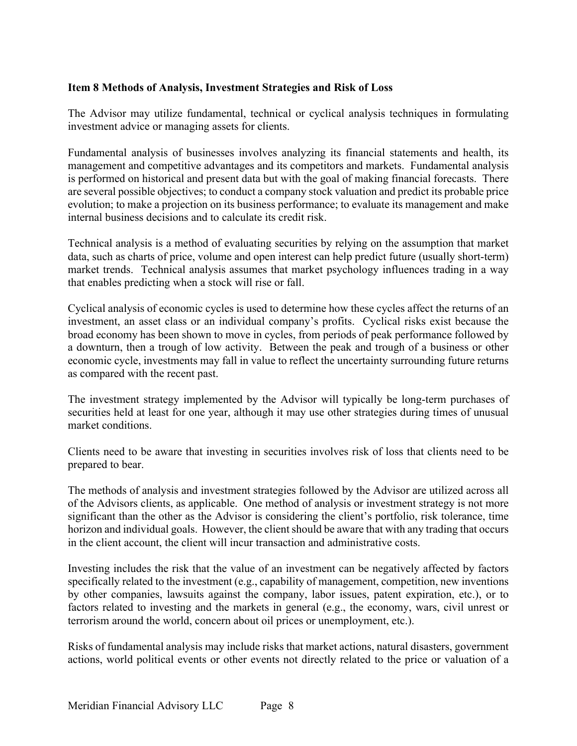## Item 8 Methods of Analysis, Investment Strategies and Risk of Loss

The Advisor may utilize fundamental, technical or cyclical analysis techniques in formulating investment advice or managing assets for clients.

Fundamental analysis of businesses involves analyzing its financial statements and health, its management and competitive advantages and its competitors and markets. Fundamental analysis is performed on historical and present data but with the goal of making financial forecasts. There are several possible objectives; to conduct a company stock valuation and predict its probable price evolution; to make a projection on its business performance; to evaluate its management and make internal business decisions and to calculate its credit risk.

Technical analysis is a method of evaluating securities by relying on the assumption that market data, such as charts of price, volume and open interest can help predict future (usually short-term) market trends. Technical analysis assumes that market psychology influences trading in a way that enables predicting when a stock will rise or fall.

Cyclical analysis of economic cycles is used to determine how these cycles affect the returns of an investment, an asset class or an individual company's profits. Cyclical risks exist because the broad economy has been shown to move in cycles, from periods of peak performance followed by a downturn, then a trough of low activity. Between the peak and trough of a business or other economic cycle, investments may fall in value to reflect the uncertainty surrounding future returns as compared with the recent past.

The investment strategy implemented by the Advisor will typically be long-term purchases of securities held at least for one year, although it may use other strategies during times of unusual market conditions.

Clients need to be aware that investing in securities involves risk of loss that clients need to be prepared to bear.

The methods of analysis and investment strategies followed by the Advisor are utilized across all of the Advisors clients, as applicable. One method of analysis or investment strategy is not more significant than the other as the Advisor is considering the client's portfolio, risk tolerance, time horizon and individual goals. However, the client should be aware that with any trading that occurs in the client account, the client will incur transaction and administrative costs.

Investing includes the risk that the value of an investment can be negatively affected by factors specifically related to the investment (e.g., capability of management, competition, new inventions by other companies, lawsuits against the company, labor issues, patent expiration, etc.), or to factors related to investing and the markets in general (e.g., the economy, wars, civil unrest or terrorism around the world, concern about oil prices or unemployment, etc.).

Risks of fundamental analysis may include risks that market actions, natural disasters, government actions, world political events or other events not directly related to the price or valuation of a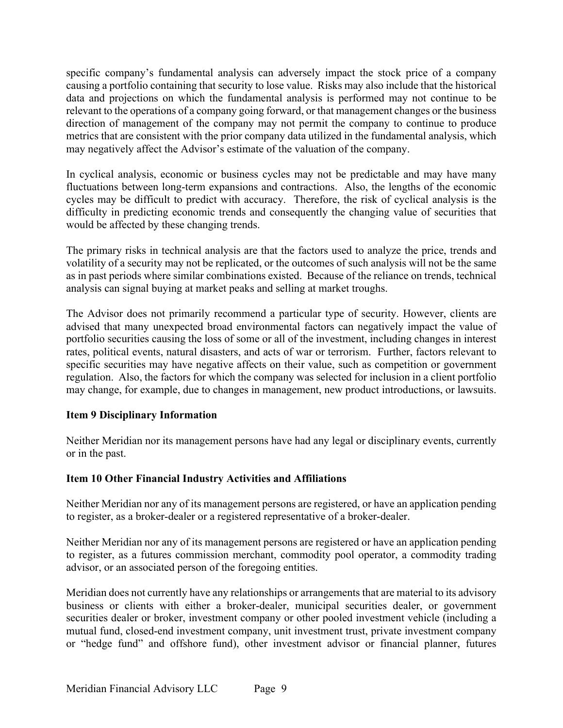specific company's fundamental analysis can adversely impact the stock price of a company causing a portfolio containing that security to lose value. Risks may also include that the historical data and projections on which the fundamental analysis is performed may not continue to be relevant to the operations of a company going forward, or that management changes or the business direction of management of the company may not permit the company to continue to produce metrics that are consistent with the prior company data utilized in the fundamental analysis, which may negatively affect the Advisor's estimate of the valuation of the company.

In cyclical analysis, economic or business cycles may not be predictable and may have many fluctuations between long-term expansions and contractions. Also, the lengths of the economic cycles may be difficult to predict with accuracy. Therefore, the risk of cyclical analysis is the difficulty in predicting economic trends and consequently the changing value of securities that would be affected by these changing trends.

The primary risks in technical analysis are that the factors used to analyze the price, trends and volatility of a security may not be replicated, or the outcomes of such analysis will not be the same as in past periods where similar combinations existed. Because of the reliance on trends, technical analysis can signal buying at market peaks and selling at market troughs.

The Advisor does not primarily recommend a particular type of security. However, clients are advised that many unexpected broad environmental factors can negatively impact the value of portfolio securities causing the loss of some or all of the investment, including changes in interest rates, political events, natural disasters, and acts of war or terrorism. Further, factors relevant to specific securities may have negative affects on their value, such as competition or government regulation. Also, the factors for which the company was selected for inclusion in a client portfolio may change, for example, due to changes in management, new product introductions, or lawsuits.

## Item 9 Disciplinary Information

Neither Meridian nor its management persons have had any legal or disciplinary events, currently or in the past.

## Item 10 Other Financial Industry Activities and Affiliations

Neither Meridian nor any of its management persons are registered, or have an application pending to register, as a broker-dealer or a registered representative of a broker-dealer.

Neither Meridian nor any of its management persons are registered or have an application pending to register, as a futures commission merchant, commodity pool operator, a commodity trading advisor, or an associated person of the foregoing entities.

Meridian does not currently have any relationships or arrangements that are material to its advisory business or clients with either a broker-dealer, municipal securities dealer, or government securities dealer or broker, investment company or other pooled investment vehicle (including a mutual fund, closed-end investment company, unit investment trust, private investment company or "hedge fund" and offshore fund), other investment advisor or financial planner, futures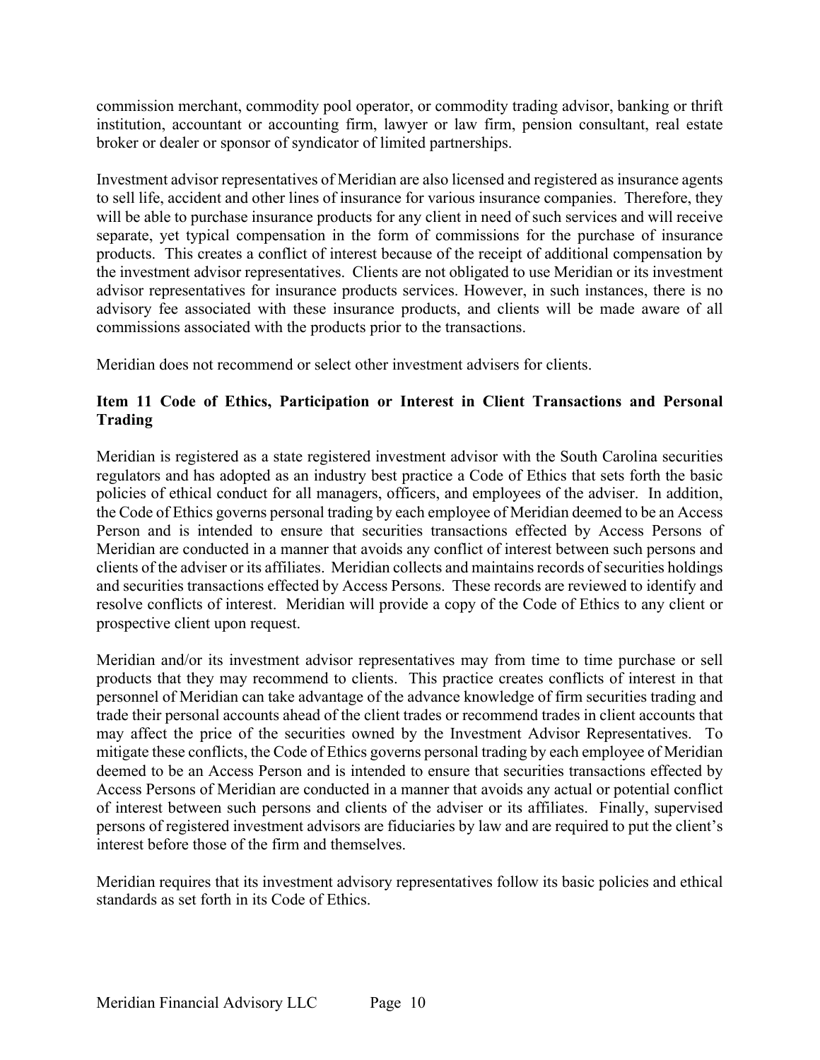commission merchant, commodity pool operator, or commodity trading advisor, banking or thrift institution, accountant or accounting firm, lawyer or law firm, pension consultant, real estate broker or dealer or sponsor of syndicator of limited partnerships.

Investment advisor representatives of Meridian are also licensed and registered as insurance agents to sell life, accident and other lines of insurance for various insurance companies. Therefore, they will be able to purchase insurance products for any client in need of such services and will receive separate, yet typical compensation in the form of commissions for the purchase of insurance products. This creates a conflict of interest because of the receipt of additional compensation by the investment advisor representatives. Clients are not obligated to use Meridian or its investment advisor representatives for insurance products services. However, in such instances, there is no advisory fee associated with these insurance products, and clients will be made aware of all commissions associated with the products prior to the transactions.

Meridian does not recommend or select other investment advisers for clients.

## Item 11 Code of Ethics, Participation or Interest in Client Transactions and Personal Trading

Meridian is registered as a state registered investment advisor with the South Carolina securities regulators and has adopted as an industry best practice a Code of Ethics that sets forth the basic policies of ethical conduct for all managers, officers, and employees of the adviser. In addition, the Code of Ethics governs personal trading by each employee of Meridian deemed to be an Access Person and is intended to ensure that securities transactions effected by Access Persons of Meridian are conducted in a manner that avoids any conflict of interest between such persons and clients of the adviser or its affiliates. Meridian collects and maintains records of securities holdings and securities transactions effected by Access Persons. These records are reviewed to identify and resolve conflicts of interest. Meridian will provide a copy of the Code of Ethics to any client or prospective client upon request.

Meridian and/or its investment advisor representatives may from time to time purchase or sell products that they may recommend to clients. This practice creates conflicts of interest in that personnel of Meridian can take advantage of the advance knowledge of firm securities trading and trade their personal accounts ahead of the client trades or recommend trades in client accounts that may affect the price of the securities owned by the Investment Advisor Representatives. To mitigate these conflicts, the Code of Ethics governs personal trading by each employee of Meridian deemed to be an Access Person and is intended to ensure that securities transactions effected by Access Persons of Meridian are conducted in a manner that avoids any actual or potential conflict of interest between such persons and clients of the adviser or its affiliates. Finally, supervised persons of registered investment advisors are fiduciaries by law and are required to put the client's interest before those of the firm and themselves.

Meridian requires that its investment advisory representatives follow its basic policies and ethical standards as set forth in its Code of Ethics.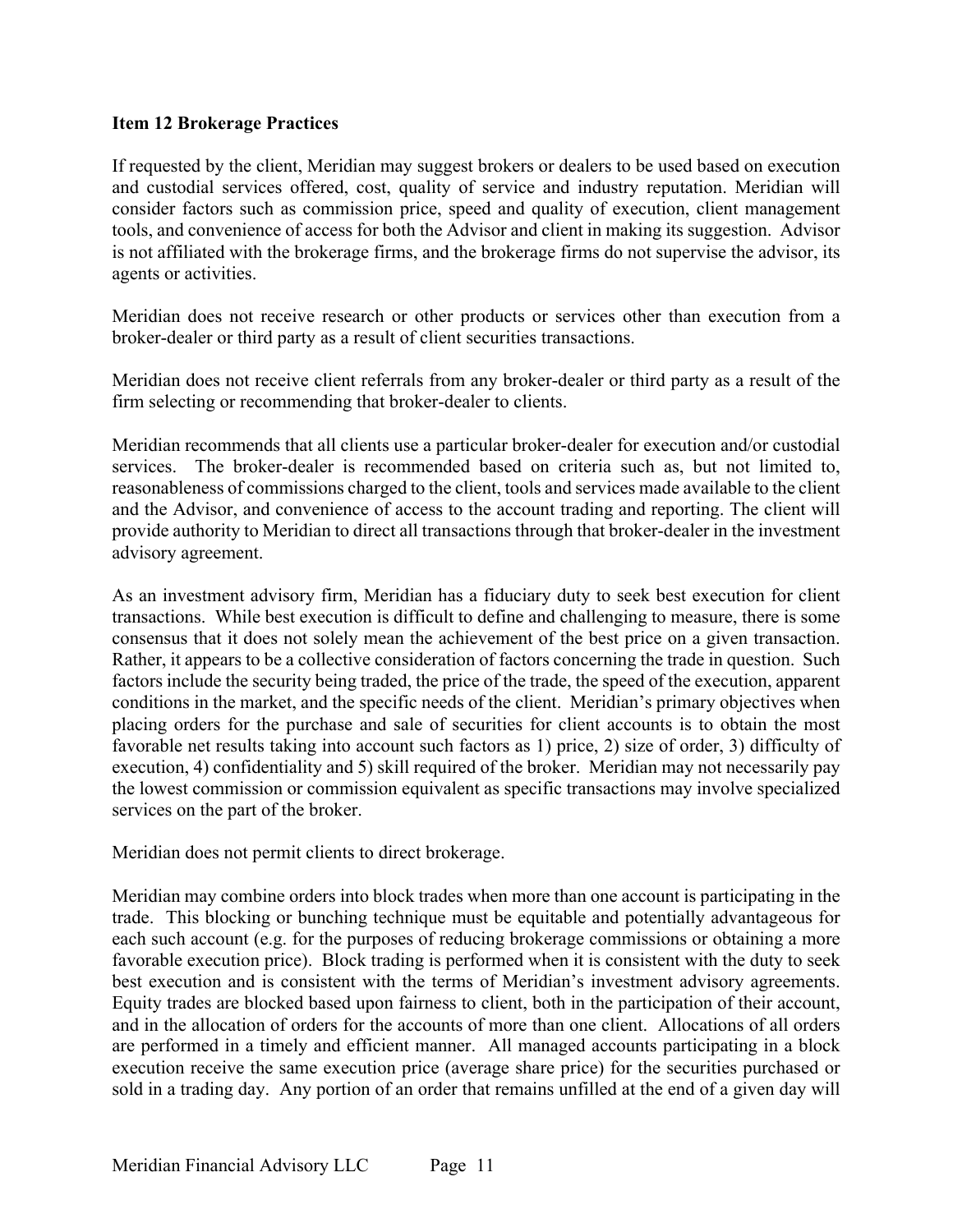**Item 12 Brokerage Practices**

If requested by the client, Meridian may suggest brokers or dealers to be used based on execution and custodial services offered, cost, quality of service and industry reputation. Meridian will consider factors such as commission price, speed and quality of execution, client management tools, and convenience of access for both the Advisor and client in making its suggestion. Advisor is not affiliated with the brokerage firms, and the brokerage firms do not supervise the advisor, its agents or activities.

Meridian does not receive research or other products or services other than execution from a broker-dealer or third party as a result of client securities transactions.

Meridian does not receive client referrals from any broker-dealer or third party as a result of the firm selecting or recommending that broker-dealer to clients.

Meridian recommends that all clients use a particular broker-dealer for execution and/or custodial services. The broker-dealer is recommended based on criteria such as, but not limited to, reasonableness of commissions charged to the client, tools and services made available to the client and the Advisor, and convenience of access to the account trading and reporting. The client will provide authority to Meridian to direct all transactions through that broker-dealer in the investment advisory agreement.

As an investment advisory firm, Meridian has a fiduciary duty to seek best execution for client transactions. While best execution is difficult to define and challenging to measure, there is some consensus that it does not solely mean the achievement of the best price on a given transaction. Rather, it appears to be a collective consideration of factors concerning the trade in question. Such factors include the security being traded, the price of the trade, the speed of the execution, apparent conditions in the market, and the specific needs of the client. Meridian's primary objectives when placing orders for the purchase and sale of securities for client accounts is to obtain the most favorable net results taking into account such factors as 1) price, 2) size of order, 3) difficulty of execution, 4) confidentiality and 5) skill required of the broker. Meridian may not necessarily pay the lowest commission or commission equivalent as specific transactions may involve specialized services on the part of the broker.

Meridian does not permit clients to direct brokerage.

Meridian may combine orders into block trades when more than one account is participating in the trade. This blocking or bunching technique must be equitable and potentially advantageous for each such account (e.g. for the purposes of reducing brokerage commissions or obtaining a more favorable execution price). Block trading is performed when it is consistent with the duty to seek best execution and is consistent with the terms of Meridian's investment advisory agreements. Equity trades are blocked based upon fairness to client, both in the participation of their account, and in the allocation of orders for the accounts of more than one client. Allocations of all orders are performed in a timely and efficient manner. All managed accounts participating in a block execution receive the same execution price (average share price) for the securities purchased or sold in a trading day. Any portion of an order that remains unfilled at the end of a given day will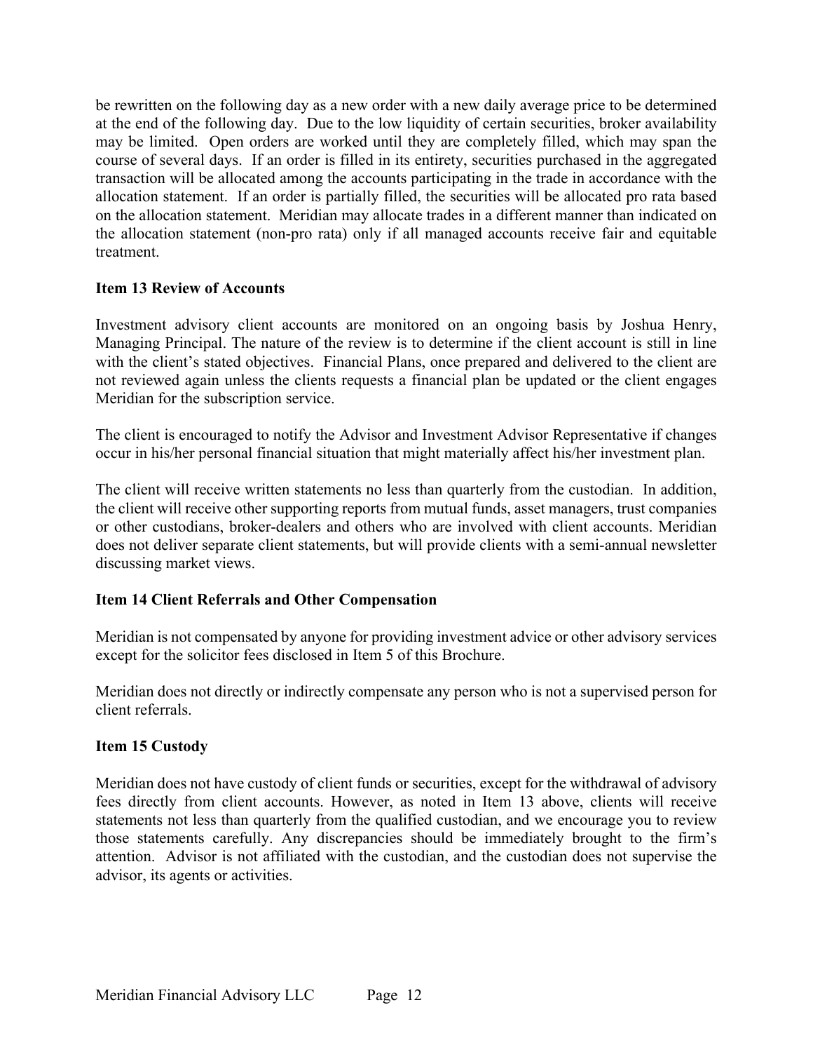be rewritten on the following day as a new order with a new daily average price to be determined at the end of the following day. Due to the low liquidity of certain securities, broker availability may be limited. Open orders are worked until they are completely filled, which may span the course of several days. If an order is filled in its entirety, securities purchased in the aggregated transaction will be allocated among the accounts participating in the trade in accordance with the allocation statement. If an order is partially filled, the securities will be allocated pro rata based on the allocation statement. Meridian may allocate trades in a different manner than indicated on the allocation statement (non-pro rata) only if all managed accounts receive fair and equitable treatment.

## Item 13 Review of Accounts

Investment advisory client accounts are monitored on an ongoing basis by Joshua Henry, Managing Principal. The nature of the review is to determine if the client account is still in line with the client's stated objectives. Financial Plans, once prepared and delivered to the client are not reviewed again unless the clients requests a financial plan be updated or the client engages Meridian for the subscription service.

The client is encouraged to notify the Advisor and Investment Advisor Representative if changes occur in his/her personal financial situation that might materially affect his/her investment plan.

The client will receive written statements no less than quarterly from the custodian. In addition, the client will receive other supporting reports from mutual funds, asset managers, trust companies or other custodians, broker-dealers and others who are involved with client accounts. Meridian does not deliver separate client statements, but will provide clients with a semi-annual newsletter discussing market views.

## Item 14 Client Referrals and Other Compensation

Meridian is not compensated by anyone for providing investment advice or other advisory services except for the solicitor fees disclosed in Item 5 of this Brochure.

Meridian does not directly or indirectly compensate any person who is not a supervised person for client referrals.

## Item 15 Custody

Meridian does not have custody of client funds or securities, except for the withdrawal of advisory fees directly from client accounts. However, as noted in Item 13 above, clients will receive statements not less than quarterly from the qualified custodian, and we encourage you to review those statements carefully. Any discrepancies should be immediately brought to the firm's attention. Advisor is not affiliated with the custodian, and the custodian does not supervise the advisor, its agents or activities.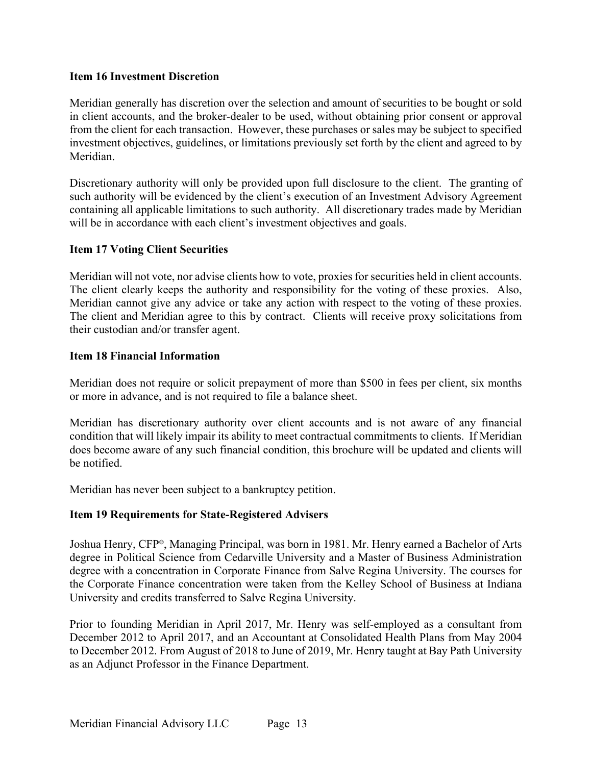## Item 16 Investment Discretion

Meridian generally has discretion over the selection and amount of securities to be bought or sold in client accounts, and the broker-dealer to be used, without obtaining prior consent or approval from the client for each transaction. However, these purchases or sales may be subject to specified investment objectives, guidelines, or limitations previously set forth by the client and agreed to by Meridian.

Discretionary authority will only be provided upon full disclosure to the client. The granting of such authority will be evidenced by the client's execution of an Investment Advisory Agreement containing all applicable limitations to such authority. All discretionary trades made by Meridian will be in accordance with each client's investment objectives and goals.

## Item 17 Voting Client Securities

Meridian will not vote, nor advise clients how to vote, proxies for securities held in client accounts. The client clearly keeps the authority and responsibility for the voting of these proxies. Also, Meridian cannot give any advice or take any action with respect to the voting of these proxies. The client and Meridian agree to this by contract. Clients will receive proxy solicitations from their custodian and/or transfer agent.

## Item 18 Financial Information

Meridian does not require or solicit prepayment of more than $500 in fees per client, six months or more in advance, and is not required to file a balance sheet.

Meridian has discretionary authority over client accounts and is not aware of any financial condition that will likely impair its ability to meet contractual commitments to clients. If Meridian does become aware of any such financial condition, this brochure will be updated and clients will be notified.

Meridian has never been subject to a bankruptcy petition.

## Item 19 Requirements for State-Registered Advisers

Joshua Henry, CFP®, Managing Principal, was born in 1981. Mr. Henry earned a Bachelor of Arts degree in Political Science from Cedarville University and a Master of Business Administration degree with a concentration in Corporate Finance from Salve Regina University. The courses for the Corporate Finance concentration were taken from the Kelley School of Business at Indiana University and credits transferred to Salve Regina University.

Prior to founding Meridian in April 2017, Mr. Henry was self-employed as a consultant from December 2012 to April 2017, and an Accountant at Consolidated Health Plans from May 2004 to December 2012. From August of 2018 to June of 2019, Mr. Henry taught at Bay Path University as an Adjunct Professor in the Finance Department.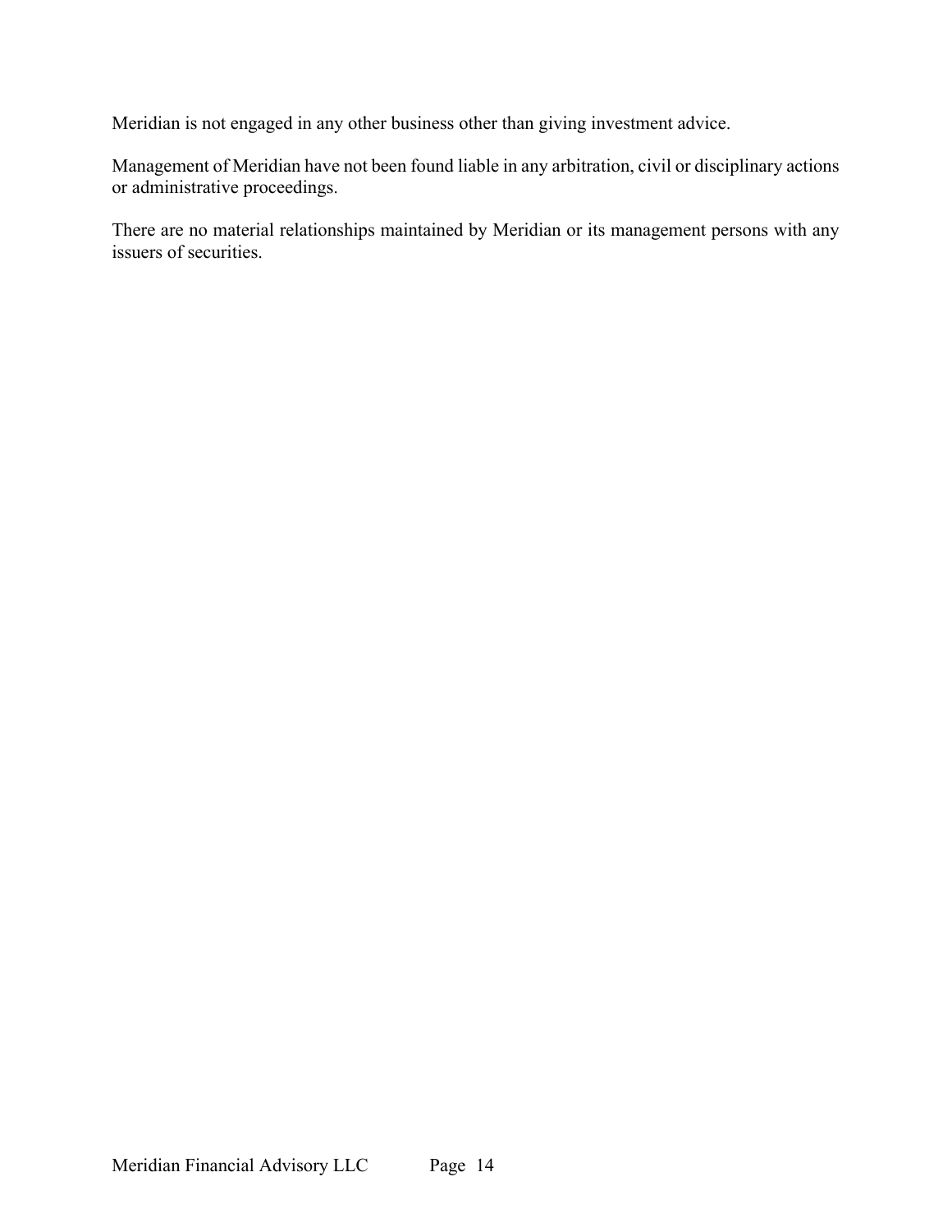Meridian is not engaged in any other business other than giving investment advice.

Management of Meridian have not been found liable in any arbitration, civil or disciplinary actions or administrative proceedings.

There are no material relationships maintained by Meridian or its management persons with any issuers of securities.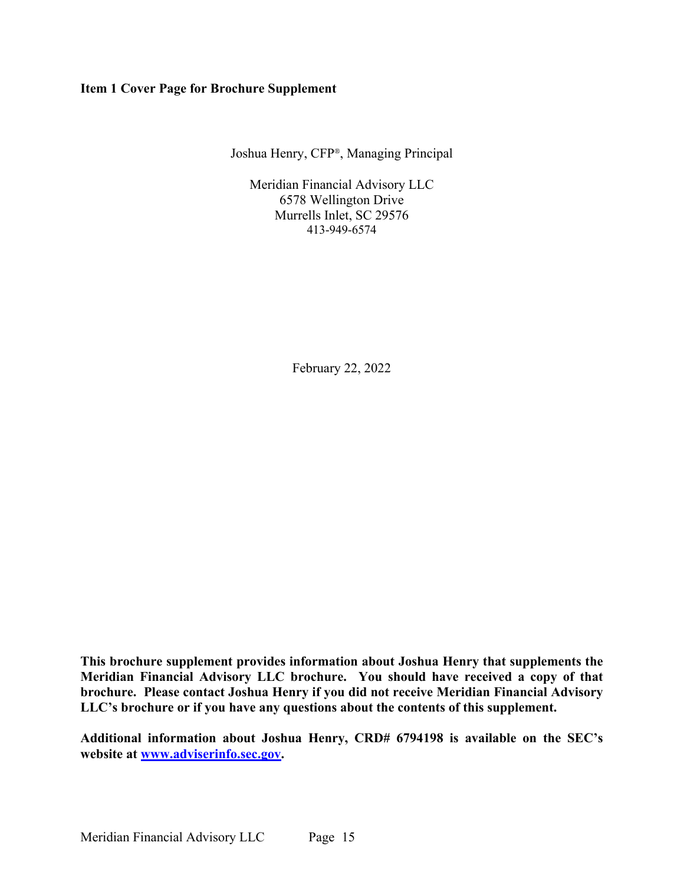## Item 1 Cover Page for Brochure Supplement

Joshua Henry, CFP®, Managing Principal

Meridian Financial Advisory LLC
6578 Wellington Drive
Murrells Inlet, SC 29576
413-949-6574

February 22, 2022

**This brochure supplement provides information about Joshua Henry that supplements the Meridian Financial Advisory LLC brochure. You should have received a copy of that brochure. Please contact Joshua Henry if you did not receive Meridian Financial Advisory LLC's brochure or if you have any questions about the contents of this supplement.**

**Additional information about Joshua Henry, CRD# 6794198 is available on the SEC's website at [www.adviserinfo.sec.gov](http://www.adviserinfo.sec.gov).**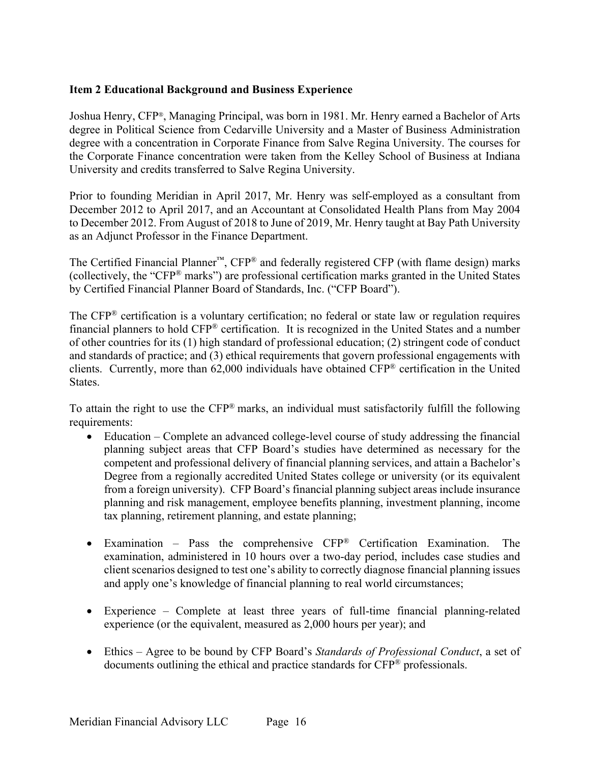**Item 2 Educational Background and Business Experience**

Joshua Henry, CFP®, Managing Principal, was born in 1981. Mr. Henry earned a Bachelor of Arts degree in Political Science from Cedarville University and a Master of Business Administration degree with a concentration in Corporate Finance from Salve Regina University. The courses for the Corporate Finance concentration were taken from the Kelley School of Business at Indiana University and credits transferred to Salve Regina University.

Prior to founding Meridian in April 2017, Mr. Henry was self-employed as a consultant from December 2012 to April 2017, and an Accountant at Consolidated Health Plans from May 2004 to December 2012. From August of 2018 to June of 2019, Mr. Henry taught at Bay Path University as an Adjunct Professor in the Finance Department.

The Certified Financial Planner™, CFP® and federally registered CFP (with flame design) marks (collectively, the "CFP® marks") are professional certification marks granted in the United States by Certified Financial Planner Board of Standards, Inc. ("CFP Board").

The CFP® certification is a voluntary certification; no federal or state law or regulation requires financial planners to hold CFP® certification. It is recognized in the United States and a number of other countries for its (1) high standard of professional education; (2) stringent code of conduct and standards of practice; and (3) ethical requirements that govern professional engagements with clients. Currently, more than 62,000 individuals have obtained CFP® certification in the United States.

To attain the right to use the CFP® marks, an individual must satisfactorily fulfill the following requirements:

- Education – Complete an advanced college-level course of study addressing the financial planning subject areas that CFP Board's studies have determined as necessary for the competent and professional delivery of financial planning services, and attain a Bachelor's Degree from a regionally accredited United States college or university (or its equivalent from a foreign university). CFP Board's financial planning subject areas include insurance planning and risk management, employee benefits planning, investment planning, income tax planning, retirement planning, and estate planning;

- Examination – Pass the comprehensive CFP® Certification Examination. The examination, administered in 10 hours over a two-day period, includes case studies and client scenarios designed to test one's ability to correctly diagnose financial planning issues and apply one's knowledge of financial planning to real world circumstances;

- Experience – Complete at least three years of full-time financial planning-related experience (or the equivalent, measured as 2,000 hours per year); and

- Ethics – Agree to be bound by CFP Board's *Standards of Professional Conduct*, a set of documents outlining the ethical and practice standards for CFP® professionals.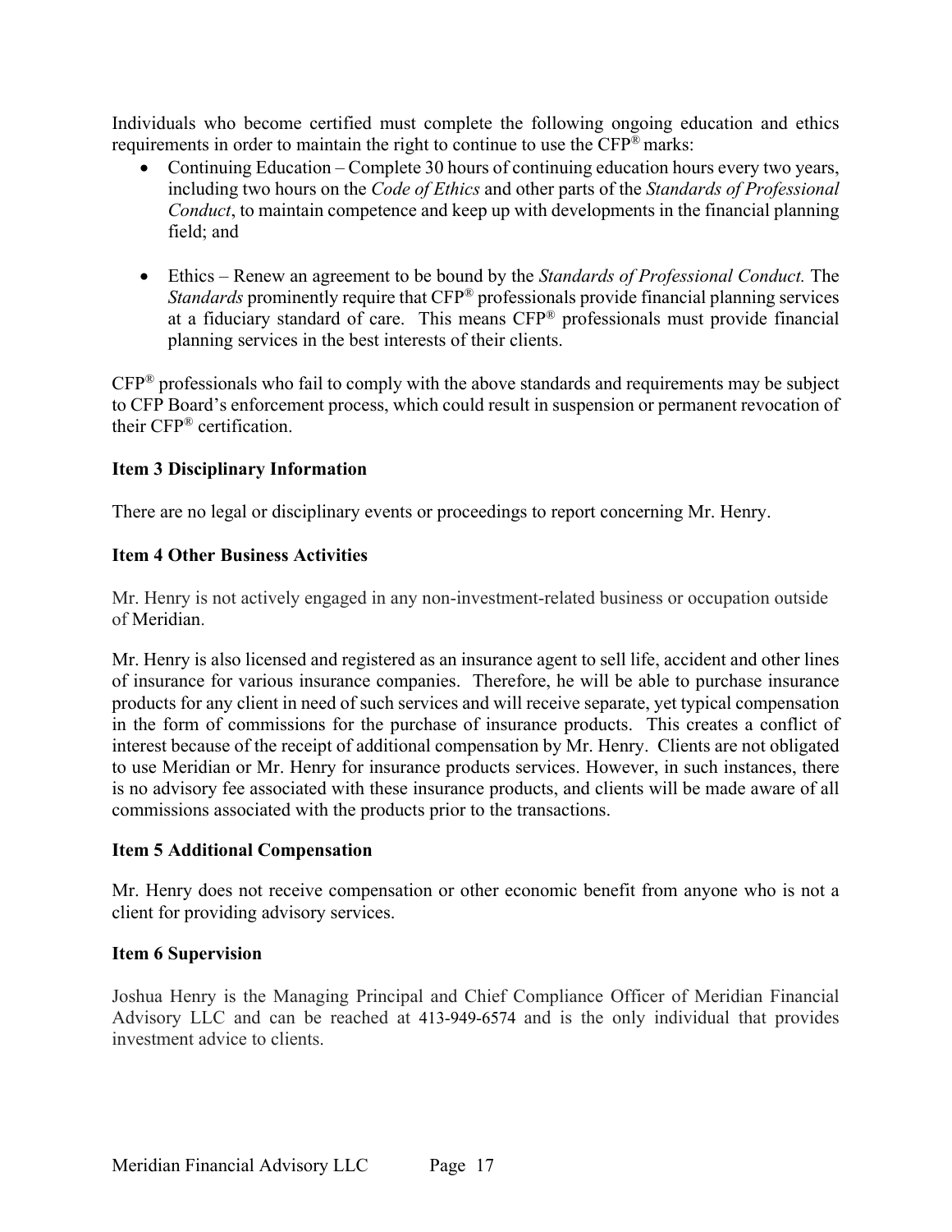Individuals who become certified must complete the following ongoing education and ethics requirements in order to maintain the right to continue to use the CFP® marks:

- Continuing Education – Complete 30 hours of continuing education hours every two years, including two hours on the *Code of Ethics* and other parts of the *Standards of Professional Conduct*, to maintain competence and keep up with developments in the financial planning field; and

- Ethics – Renew an agreement to be bound by the *Standards of Professional Conduct.* The *Standards* prominently require that CFP® professionals provide financial planning services at a fiduciary standard of care. This means CFP® professionals must provide financial planning services in the best interests of their clients.

CFP® professionals who fail to comply with the above standards and requirements may be subject to CFP Board's enforcement process, which could result in suspension or permanent revocation of their CFP® certification.

**Item 3 Disciplinary Information**

There are no legal or disciplinary events or proceedings to report concerning Mr. Henry.

**Item 4 Other Business Activities**

Mr. Henry is not actively engaged in any non-investment-related business or occupation outside of Meridian.

Mr. Henry is also licensed and registered as an insurance agent to sell life, accident and other lines of insurance for various insurance companies. Therefore, he will be able to purchase insurance products for any client in need of such services and will receive separate, yet typical compensation in the form of commissions for the purchase of insurance products. This creates a conflict of interest because of the receipt of additional compensation by Mr. Henry. Clients are not obligated to use Meridian or Mr. Henry for insurance products services. However, in such instances, there is no advisory fee associated with these insurance products, and clients will be made aware of all commissions associated with the products prior to the transactions.

**Item 5 Additional Compensation**

Mr. Henry does not receive compensation or other economic benefit from anyone who is not a client for providing advisory services.

**Item 6 Supervision**

Joshua Henry is the Managing Principal and Chief Compliance Officer of Meridian Financial Advisory LLC and can be reached at 413-949-6574 and is the only individual that provides investment advice to clients.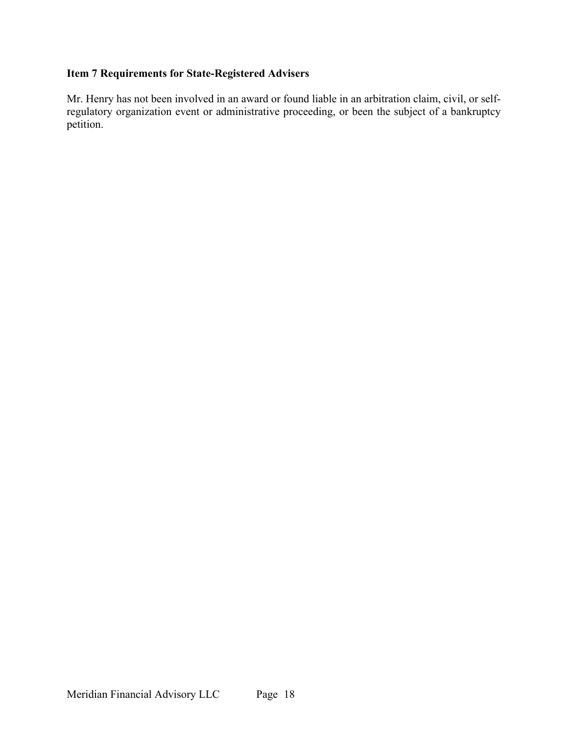### Item 7 Requirements for State-Registered Advisers

Mr. Henry has not been involved in an award or found liable in an arbitration claim, civil, or self-regulatory organization event or administrative proceeding, or been the subject of a bankruptcy petition.